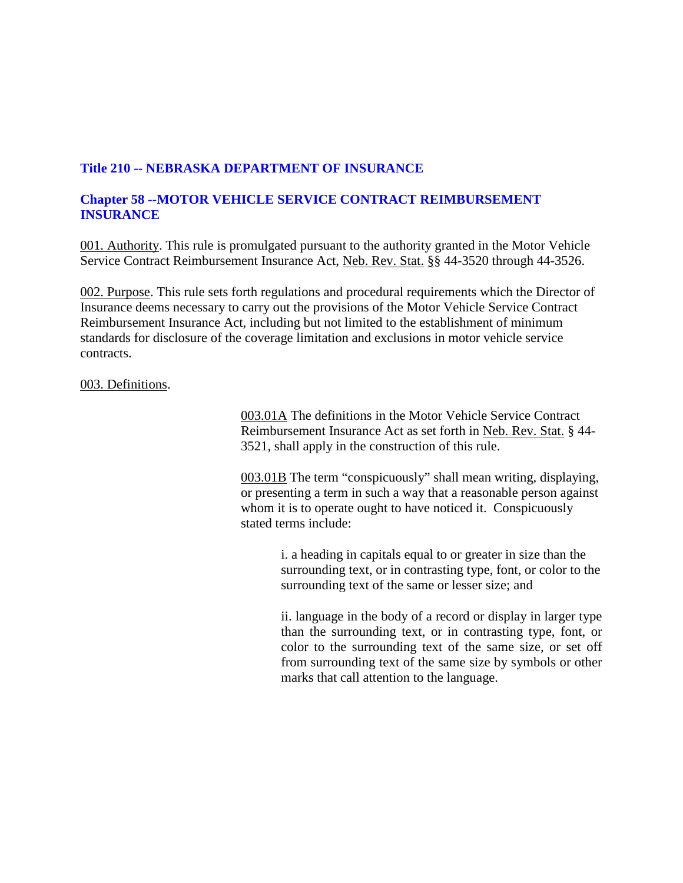# Title 210 -- NEBRASKA DEPARTMENT OF INSURANCE

## Chapter 58 --MOTOR VEHICLE SERVICE CONTRACT REIMBURSEMENT INSURANCE

001. Authority. This rule is promulgated pursuant to the authority granted in the Motor Vehicle Service Contract Reimbursement Insurance Act, Neb. Rev. Stat. §§ 44-3520 through 44-3526.

002. Purpose. This rule sets forth regulations and procedural requirements which the Director of Insurance deems necessary to carry out the provisions of the Motor Vehicle Service Contract Reimbursement Insurance Act, including but not limited to the establishment of minimum standards for disclosure of the coverage limitation and exclusions in motor vehicle service contracts.

003. Definitions.

003.01A The definitions in the Motor Vehicle Service Contract Reimbursement Insurance Act as set forth in Neb. Rev. Stat. § 44-3521, shall apply in the construction of this rule.

003.01B The term "conspicuously" shall mean writing, displaying, or presenting a term in such a way that a reasonable person against whom it is to operate ought to have noticed it. Conspicuously stated terms include:

i. a heading in capitals equal to or greater in size than the surrounding text, or in contrasting type, font, or color to the surrounding text of the same or lesser size; and

ii. language in the body of a record or display in larger type than the surrounding text, or in contrasting type, font, or color to the surrounding text of the same size, or set off from surrounding text of the same size by symbols or other marks that call attention to the language.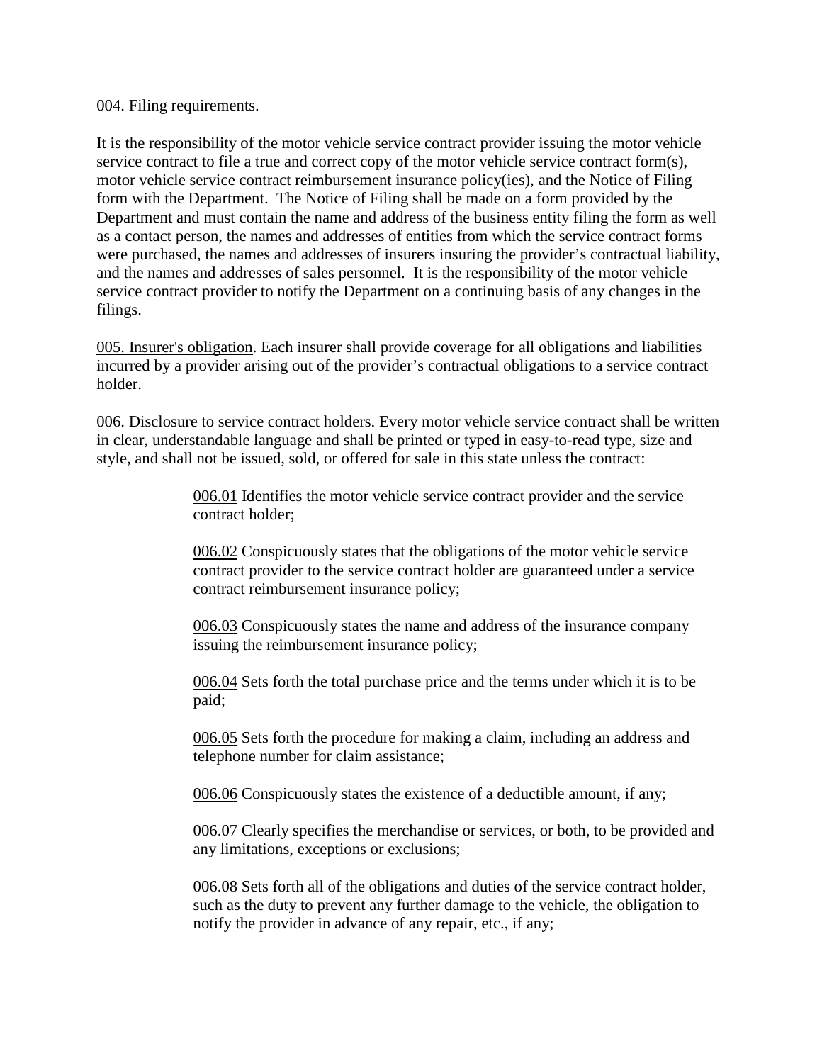<u>004. Filing requirements</u>.

It is the responsibility of the motor vehicle service contract provider issuing the motor vehicle service contract to file a true and correct copy of the motor vehicle service contract form(s), motor vehicle service contract reimbursement insurance policy(ies), and the Notice of Filing form with the Department. The Notice of Filing shall be made on a form provided by the Department and must contain the name and address of the business entity filing the form as well as a contact person, the names and addresses of entities from which the service contract forms were purchased, the names and addresses of insurers insuring the provider's contractual liability, and the names and addresses of sales personnel. It is the responsibility of the motor vehicle service contract provider to notify the Department on a continuing basis of any changes in the filings.

<u>005. Insurer's obligation</u>. Each insurer shall provide coverage for all obligations and liabilities incurred by a provider arising out of the provider's contractual obligations to a service contract holder.

<u>006. Disclosure to service contract holders</u>. Every motor vehicle service contract shall be written in clear, understandable language and shall be printed or typed in easy-to-read type, size and style, and shall not be issued, sold, or offered for sale in this state unless the contract:

> <u>006.01</u> Identifies the motor vehicle service contract provider and the service contract holder;
>
> <u>006.02</u> Conspicuously states that the obligations of the motor vehicle service contract provider to the service contract holder are guaranteed under a service contract reimbursement insurance policy;
>
> <u>006.03</u> Conspicuously states the name and address of the insurance company issuing the reimbursement insurance policy;
>
> <u>006.04</u> Sets forth the total purchase price and the terms under which it is to be paid;
>
> <u>006.05</u> Sets forth the procedure for making a claim, including an address and telephone number for claim assistance;
>
> <u>006.06</u> Conspicuously states the existence of a deductible amount, if any;
>
> <u>006.07</u> Clearly specifies the merchandise or services, or both, to be provided and any limitations, exceptions or exclusions;
>
> <u>006.08</u> Sets forth all of the obligations and duties of the service contract holder, such as the duty to prevent any further damage to the vehicle, the obligation to notify the provider in advance of any repair, etc., if any;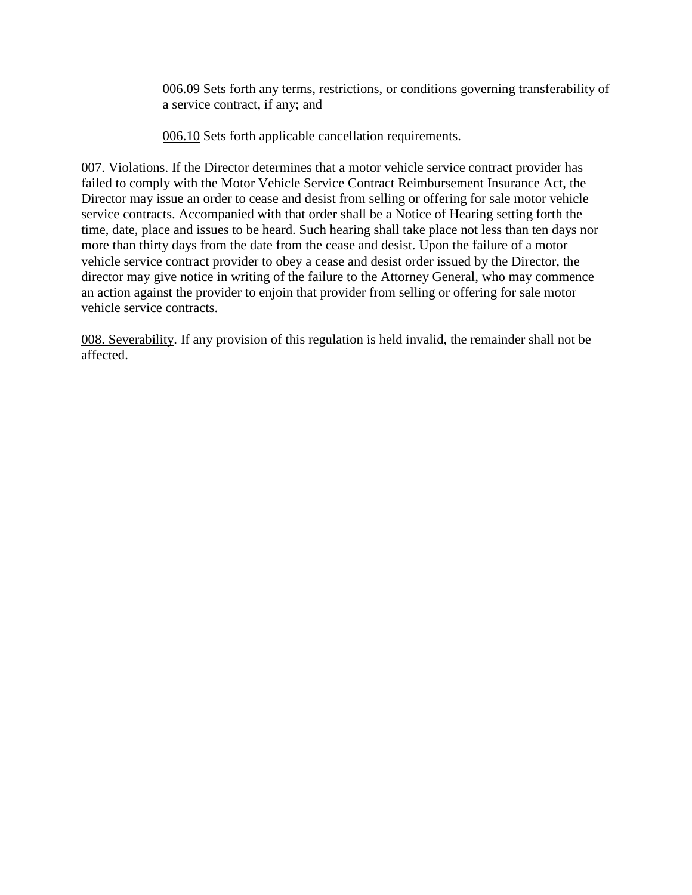006.09 Sets forth any terms, restrictions, or conditions governing transferability of a service contract, if any; and

006.10 Sets forth applicable cancellation requirements.

007. Violations. If the Director determines that a motor vehicle service contract provider has failed to comply with the Motor Vehicle Service Contract Reimbursement Insurance Act, the Director may issue an order to cease and desist from selling or offering for sale motor vehicle service contracts. Accompanied with that order shall be a Notice of Hearing setting forth the time, date, place and issues to be heard. Such hearing shall take place not less than ten days nor more than thirty days from the date from the cease and desist. Upon the failure of a motor vehicle service contract provider to obey a cease and desist order issued by the Director, the director may give notice in writing of the failure to the Attorney General, who may commence an action against the provider to enjoin that provider from selling or offering for sale motor vehicle service contracts.

008. Severability. If any provision of this regulation is held invalid, the remainder shall not be affected.